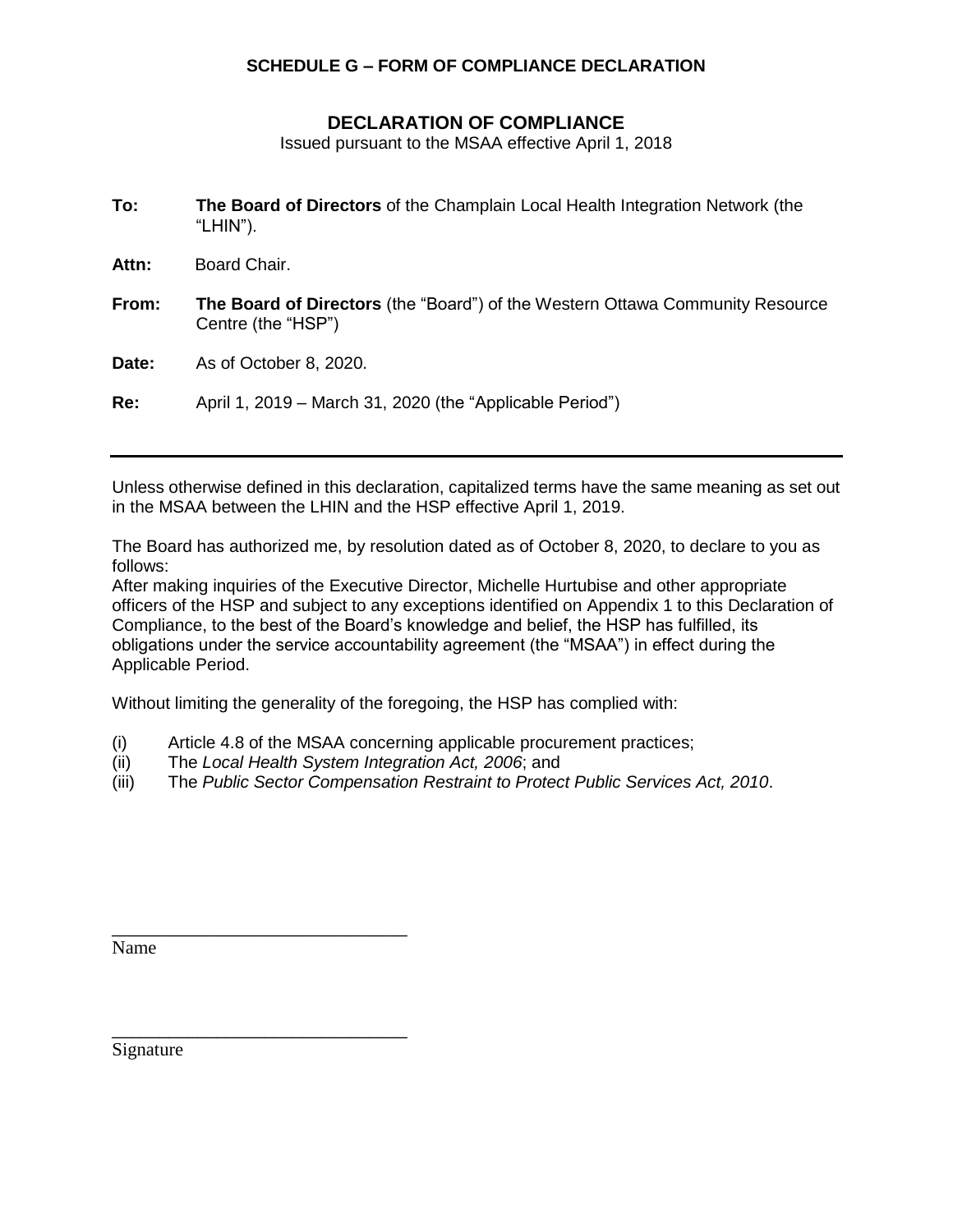## SCHEDULE G – FORM OF COMPLIANCE DECLARATION

## DECLARATION OF COMPLIANCE

Issued pursuant to the MSAA effective April 1, 2018

**To:** **The Board of Directors** of the Champlain Local Health Integration Network (the "LHIN").

**Attn:** Board Chair.

**From:** **The Board of Directors** (the "Board") of the Western Ottawa Community Resource Centre (the "HSP")

**Date:** As of October 8, 2020.

**Re:** April 1, 2019 – March 31, 2020 (the "Applicable Period")

---

Unless otherwise defined in this declaration, capitalized terms have the same meaning as set out in the MSAA between the LHIN and the HSP effective April 1, 2019.

The Board has authorized me, by resolution dated as of October 8, 2020, to declare to you as follows:

After making inquiries of the Executive Director, Michelle Hurtubise and other appropriate officers of the HSP and subject to any exceptions identified on Appendix 1 to this Declaration of Compliance, to the best of the Board's knowledge and belief, the HSP has fulfilled, its obligations under the service accountability agreement (the "MSAA") in effect during the Applicable Period.

Without limiting the generality of the foregoing, the HSP has complied with:

(i) Article 4.8 of the MSAA concerning applicable procurement practices;
(ii) The *Local Health System Integration Act, 2006*; and
(iii) The *Public Sector Compensation Restraint to Protect Public Services Act, 2010*.

\_\_\_\_\_\_\_\_\_\_\_\_\_\_\_\_\_\_\_\_\_\_\_\_\_\_\_\_\_\_\_\_

Name

\_\_\_\_\_\_\_\_\_\_\_\_\_\_\_\_\_\_\_\_\_\_\_\_\_\_\_\_\_\_\_\_

Signature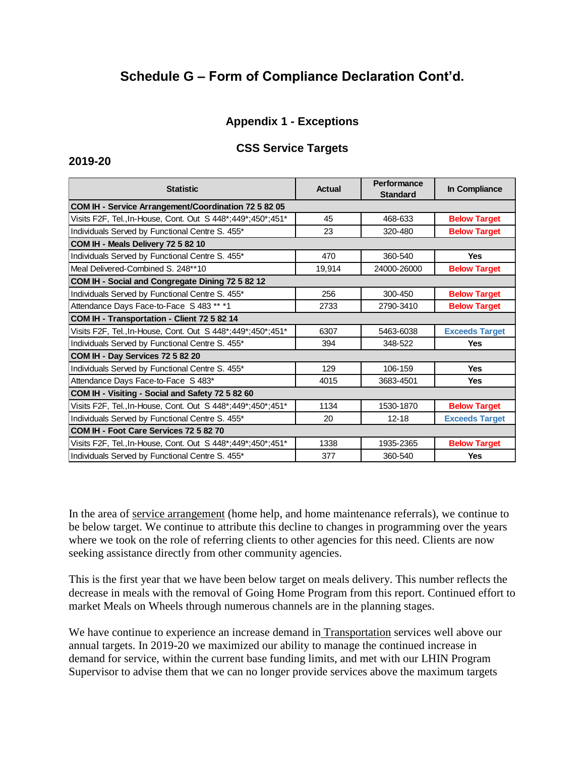# Schedule G – Form of Compliance Declaration Cont'd.

## Appendix 1 - Exceptions

### CSS Service Targets

**2019-20**

| Statistic | Actual | Performance Standard | In Compliance |
|---|---|---|---|
| **COM IH - Service Arrangement/Coordination 72 5 82 05** | | | |
| Visits F2F, Tel.,In-House, Cont. Out S 448*;449*;450*;451* | 45 | 468-633 | **Below Target** |
| Individuals Served by Functional Centre S. 455* | 23 | 320-480 | **Below Target** |
| **COM IH - Meals Delivery 72 5 82 10** | | | |
| Individuals Served by Functional Centre S. 455* | 470 | 360-540 | **Yes** |
| Meal Delivered-Combined S. 248**10 | 19,914 | 24000-26000 | **Below Target** |
| **COM IH - Social and Congregate Dining 72 5 82 12** | | | |
| Individuals Served by Functional Centre S. 455* | 256 | 300-450 | **Below Target** |
| Attendance Days Face-to-Face S 483 ** *1 | 2733 | 2790-3410 | **Below Target** |
| **COM IH - Transportation - Client 72 5 82 14** | | | |
| Visits F2F, Tel.,In-House, Cont. Out S 448*;449*;450*;451* | 6307 | 5463-6038 | **Exceeds Target** |
| Individuals Served by Functional Centre S. 455* | 394 | 348-522 | **Yes** |
| **COM IH - Day Services 72 5 82 20** | | | |
| Individuals Served by Functional Centre S. 455* | 129 | 106-159 | **Yes** |
| Attendance Days Face-to-Face S 483* | 4015 | 3683-4501 | **Yes** |
| **COM IH - Visiting - Social and Safety 72 5 82 60** | | | |
| Visits F2F, Tel.,In-House, Cont. Out S 448*;449*;450*;451* | 1134 | 1530-1870 | **Below Target** |
| Individuals Served by Functional Centre S. 455* | 20 | 12-18 | **Exceeds Target** |
| **COM IH - Foot Care Services 72 5 82 70** | | | |
| Visits F2F, Tel.,In-House, Cont. Out S 448*;449*;450*;451* | 1338 | 1935-2365 | **Below Target** |
| Individuals Served by Functional Centre S. 455* | 377 | 360-540 | **Yes** |

In the area of service arrangement (home help, and home maintenance referrals), we continue to be below target. We continue to attribute this decline to changes in programming over the years where we took on the role of referring clients to other agencies for this need. Clients are now seeking assistance directly from other community agencies.

This is the first year that we have been below target on meals delivery. This number reflects the decrease in meals with the removal of Going Home Program from this report. Continued effort to market Meals on Wheels through numerous channels are in the planning stages.

We have continue to experience an increase demand in Transportation services well above our annual targets. In 2019-20 we maximized our ability to manage the continued increase in demand for service, within the current base funding limits, and met with our LHIN Program Supervisor to advise them that we can no longer provide services above the maximum targets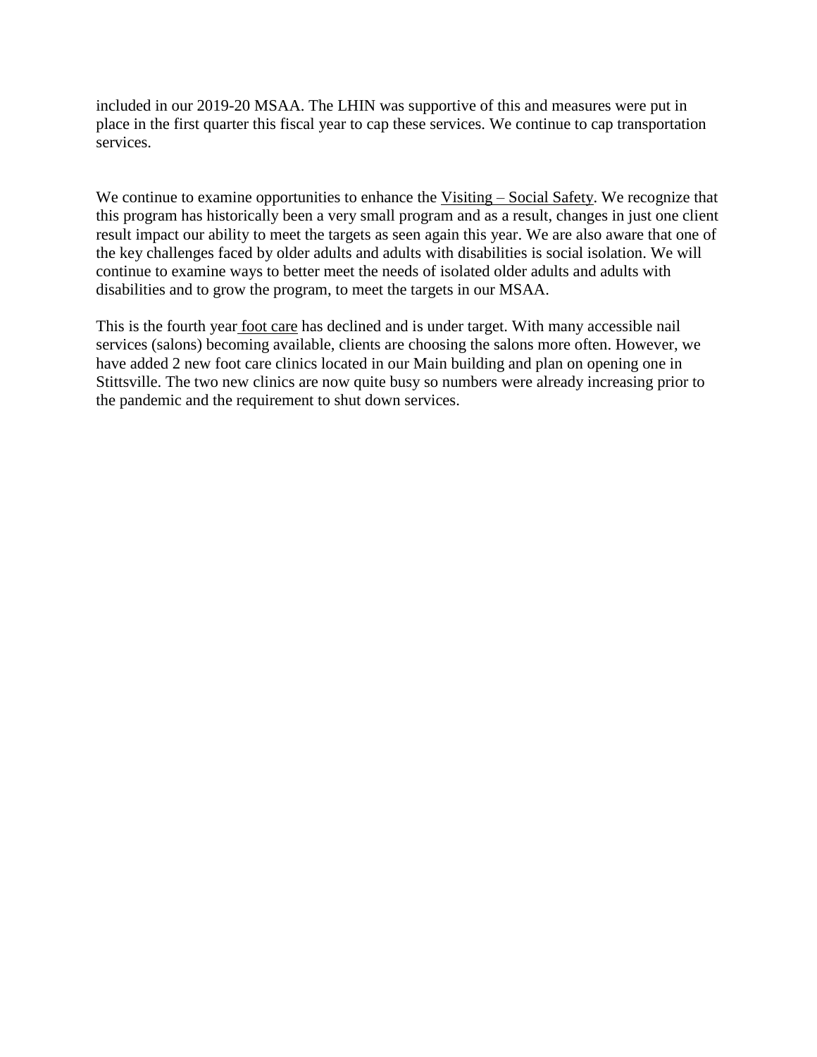included in our 2019-20 MSAA. The LHIN was supportive of this and measures were put in place in the first quarter this fiscal year to cap these services. We continue to cap transportation services.

We continue to examine opportunities to enhance the Visiting – Social Safety. We recognize that this program has historically been a very small program and as a result, changes in just one client result impact our ability to meet the targets as seen again this year. We are also aware that one of the key challenges faced by older adults and adults with disabilities is social isolation. We will continue to examine ways to better meet the needs of isolated older adults and adults with disabilities and to grow the program, to meet the targets in our MSAA.

This is the fourth year foot care has declined and is under target. With many accessible nail services (salons) becoming available, clients are choosing the salons more often. However, we have added 2 new foot care clinics located in our Main building and plan on opening one in Stittsville. The two new clinics are now quite busy so numbers were already increasing prior to the pandemic and the requirement to shut down services.